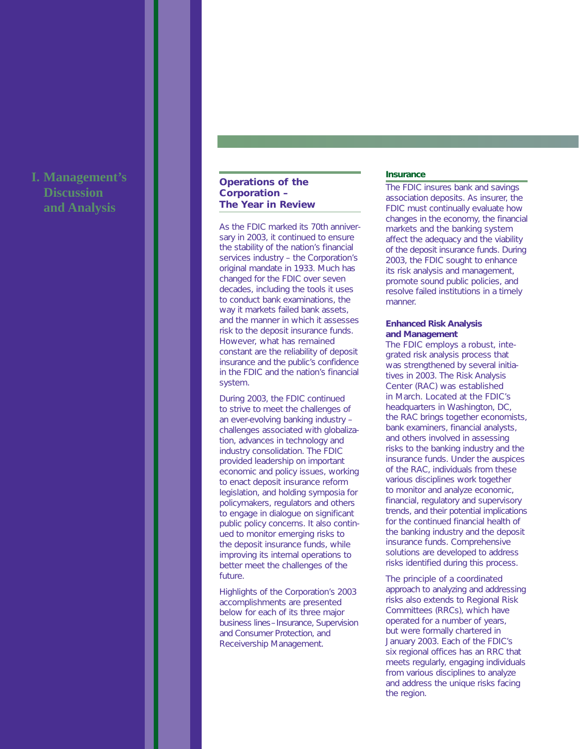# I. Management's Discussion and Analysis

## Operations of the Corporation – The Year in Review

As the FDIC marked its 70th anniversary in 2003, it continued to ensure the stability of the nation's financial services industry – the Corporation's original mandate in 1933. Much has changed for the FDIC over seven decades, including the tools it uses to conduct bank examinations, the way it markets failed bank assets, and the manner in which it assesses risk to the deposit insurance funds. However, what has remained constant are the reliability of deposit insurance and the public's confidence in the FDIC and the nation's financial system.

During 2003, the FDIC continued to strive to meet the challenges of an ever-evolving banking industry – challenges associated with globalization, advances in technology and industry consolidation. The FDIC provided leadership on important economic and policy issues, working to enact deposit insurance reform legislation, and holding symposia for policymakers, regulators and others to engage in dialogue on significant public policy concerns. It also continued to monitor emerging risks to the deposit insurance funds, while improving its internal operations to better meet the challenges of the future.

Highlights of the Corporation's 2003 accomplishments are presented below for each of its three major business lines – Insurance, Supervision and Consumer Protection, and Receivership Management.

### Insurance

The FDIC insures bank and savings association deposits. As insurer, the FDIC must continually evaluate how changes in the economy, the financial markets and the banking system affect the adequacy and the viability of the deposit insurance funds. During 2003, the FDIC sought to enhance its risk analysis and management, promote sound public policies, and resolve failed institutions in a timely manner.

#### Enhanced Risk Analysis and Management

The FDIC employs a robust, integrated risk analysis process that was strengthened by several initiatives in 2003. The Risk Analysis Center (RAC) was established in March. Located at the FDIC's headquarters in Washington, DC, the RAC brings together economists, bank examiners, financial analysts, and others involved in assessing risks to the banking industry and the insurance funds. Under the auspices of the RAC, individuals from these various disciplines work together to monitor and analyze economic, financial, regulatory and supervisory trends, and their potential implications for the continued financial health of the banking industry and the deposit insurance funds. Comprehensive solutions are developed to address risks identified during this process.

The principle of a coordinated approach to analyzing and addressing risks also extends to Regional Risk Committees (RRCs), which have operated for a number of years, but were formally chartered in January 2003. Each of the FDIC's six regional offices has an RRC that meets regularly, engaging individuals from various disciplines to analyze and address the unique risks facing the region.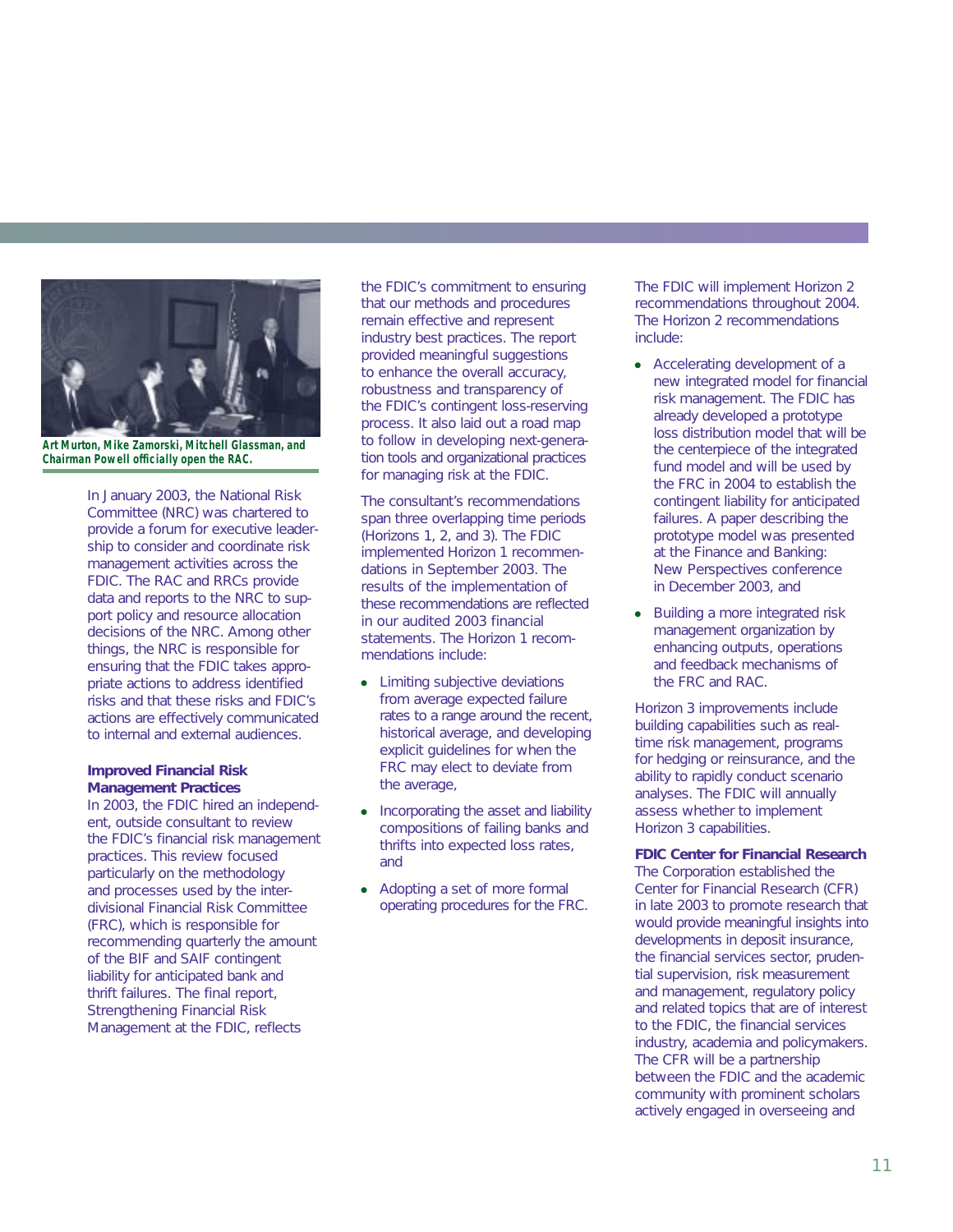Art Murton, Mike Zamorski, Mitchell Glassman, and Chairman Powell officially open the RAC.

In January 2003, the National Risk Committee (NRC) was chartered to provide a forum for executive leadership to consider and coordinate risk management activities across the FDIC. The RAC and RRCs provide data and reports to the NRC to support policy and resource allocation decisions of the NRC. Among other things, the NRC is responsible for ensuring that the FDIC takes appropriate actions to address identified risks and that these risks and FDIC's actions are effectively communicated to internal and external audiences.

**Improved Financial Risk Management Practices**

In 2003, the FDIC hired an independent, outside consultant to review the FDIC's financial risk management practices. This review focused particularly on the methodology and processes used by the interdivisional Financial Risk Committee (FRC), which is responsible for recommending quarterly the amount of the BIF and SAIF contingent liability for anticipated bank and thrift failures. The final report, Strengthening Financial Risk Management at the FDIC, reflects the FDIC's commitment to ensuring that our methods and procedures remain effective and represent industry best practices. The report provided meaningful suggestions to enhance the overall accuracy, robustness and transparency of the FDIC's contingent loss-reserving process. It also laid out a road map to follow in developing next-generation tools and organizational practices for managing risk at the FDIC.

The consultant's recommendations span three overlapping time periods (Horizons 1, 2, and 3). The FDIC implemented Horizon 1 recommendations in September 2003. The results of the implementation of these recommendations are reflected in our audited 2003 financial statements. The Horizon 1 recommendations include:

- Limiting subjective deviations from average expected failure rates to a range around the recent, historical average, and developing explicit guidelines for when the FRC may elect to deviate from the average,
- Incorporating the asset and liability compositions of failing banks and thrifts into expected loss rates, and
- Adopting a set of more formal operating procedures for the FRC.

The FDIC will implement Horizon 2 recommendations throughout 2004. The Horizon 2 recommendations include:

- Accelerating development of a new integrated model for financial risk management. The FDIC has already developed a prototype loss distribution model that will be the centerpiece of the integrated fund model and will be used by the FRC in 2004 to establish the contingent liability for anticipated failures. A paper describing the prototype model was presented at the Finance and Banking: New Perspectives conference in December 2003, and
- Building a more integrated risk management organization by enhancing outputs, operations and feedback mechanisms of the FRC and RAC.

Horizon 3 improvements include building capabilities such as real-time risk management, programs for hedging or reinsurance, and the ability to rapidly conduct scenario analyses. The FDIC will annually assess whether to implement Horizon 3 capabilities.

**FDIC Center for Financial Research**

The Corporation established the Center for Financial Research (CFR) in late 2003 to promote research that would provide meaningful insights into developments in deposit insurance, the financial services sector, prudential supervision, risk measurement and management, regulatory policy and related topics that are of interest to the FDIC, the financial services industry, academia and policymakers. The CFR will be a partnership between the FDIC and the academic community with prominent scholars actively engaged in overseeing and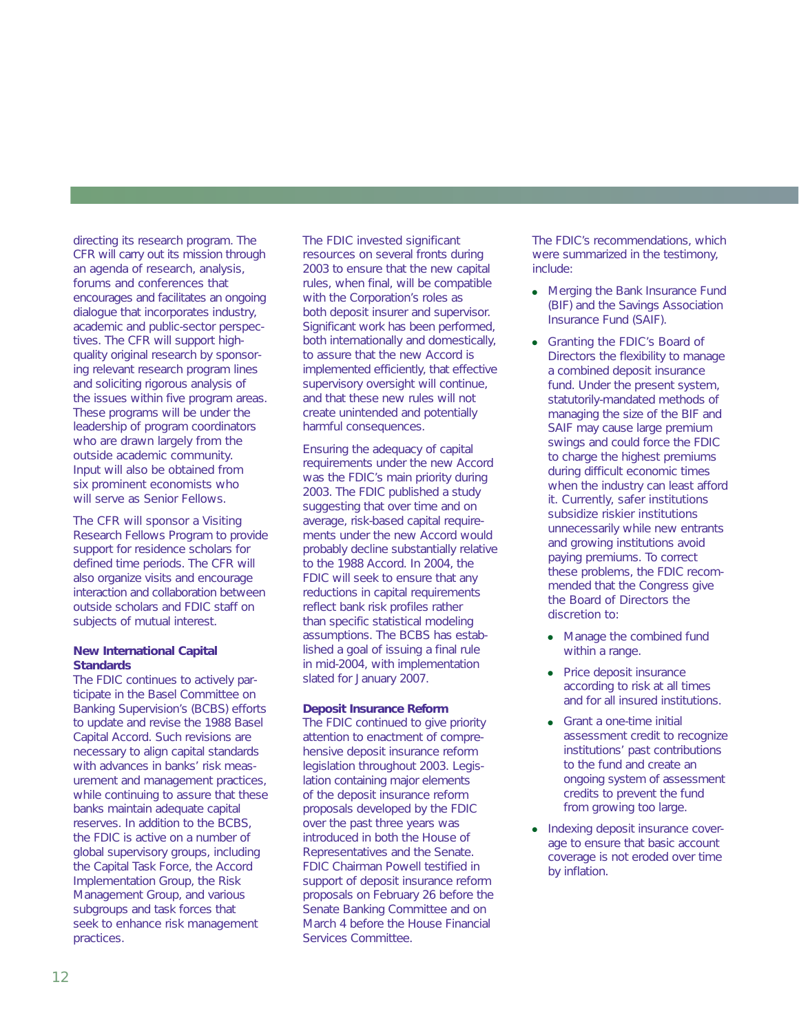directing its research program. The CFR will carry out its mission through an agenda of research, analysis, forums and conferences that encourages and facilitates an ongoing dialogue that incorporates industry, academic and public-sector perspectives. The CFR will support high-quality original research by sponsoring relevant research program lines and soliciting rigorous analysis of the issues within five program areas. These programs will be under the leadership of program coordinators who are drawn largely from the outside academic community. Input will also be obtained from six prominent economists who will serve as Senior Fellows.

The CFR will sponsor a Visiting Research Fellows Program to provide support for residence scholars for defined time periods. The CFR will also organize visits and encourage interaction and collaboration between outside scholars and FDIC staff on subjects of mutual interest.

**New International Capital Standards**

The FDIC continues to actively participate in the Basel Committee on Banking Supervision's (BCBS) efforts to update and revise the 1988 Basel Capital Accord. Such revisions are necessary to align capital standards with advances in banks' risk measurement and management practices, while continuing to assure that these banks maintain adequate capital reserves. In addition to the BCBS, the FDIC is active on a number of global supervisory groups, including the Capital Task Force, the Accord Implementation Group, the Risk Management Group, and various subgroups and task forces that seek to enhance risk management practices.

The FDIC invested significant resources on several fronts during 2003 to ensure that the new capital rules, when final, will be compatible with the Corporation's roles as both deposit insurer and supervisor. Significant work has been performed, both internationally and domestically, to assure that the new Accord is implemented efficiently, that effective supervisory oversight will continue, and that these new rules will not create unintended and potentially harmful consequences.

Ensuring the adequacy of capital requirements under the new Accord was the FDIC's main priority during 2003. The FDIC published a study suggesting that over time and on average, risk-based capital requirements under the new Accord would probably decline substantially relative to the 1988 Accord. In 2004, the FDIC will seek to ensure that any reductions in capital requirements reflect bank risk profiles rather than specific statistical modeling assumptions. The BCBS has established a goal of issuing a final rule in mid-2004, with implementation slated for January 2007.

**Deposit Insurance Reform**

The FDIC continued to give priority attention to enactment of comprehensive deposit insurance reform legislation throughout 2003. Legislation containing major elements of the deposit insurance reform proposals developed by the FDIC over the past three years was introduced in both the House of Representatives and the Senate. FDIC Chairman Powell testified in support of deposit insurance reform proposals on February 26 before the Senate Banking Committee and on March 4 before the House Financial Services Committee.

The FDIC's recommendations, which were summarized in the testimony, include:

- Merging the Bank Insurance Fund (BIF) and the Savings Association Insurance Fund (SAIF).
- Granting the FDIC's Board of Directors the flexibility to manage a combined deposit insurance fund. Under the present system, statutorily-mandated methods of managing the size of the BIF and SAIF may cause large premium swings and could force the FDIC to charge the highest premiums during difficult economic times when the industry can least afford it. Currently, safer institutions subsidize riskier institutions unnecessarily while new entrants and growing institutions avoid paying premiums. To correct these problems, the FDIC recommended that the Congress give the Board of Directors the discretion to:
    - Manage the combined fund within a range.
    - Price deposit insurance according to risk at all times and for all insured institutions.
    - Grant a one-time initial assessment credit to recognize institutions' past contributions to the fund and create an ongoing system of assessment credits to prevent the fund from growing too large.
- Indexing deposit insurance coverage to ensure that basic account coverage is not eroded over time by inflation.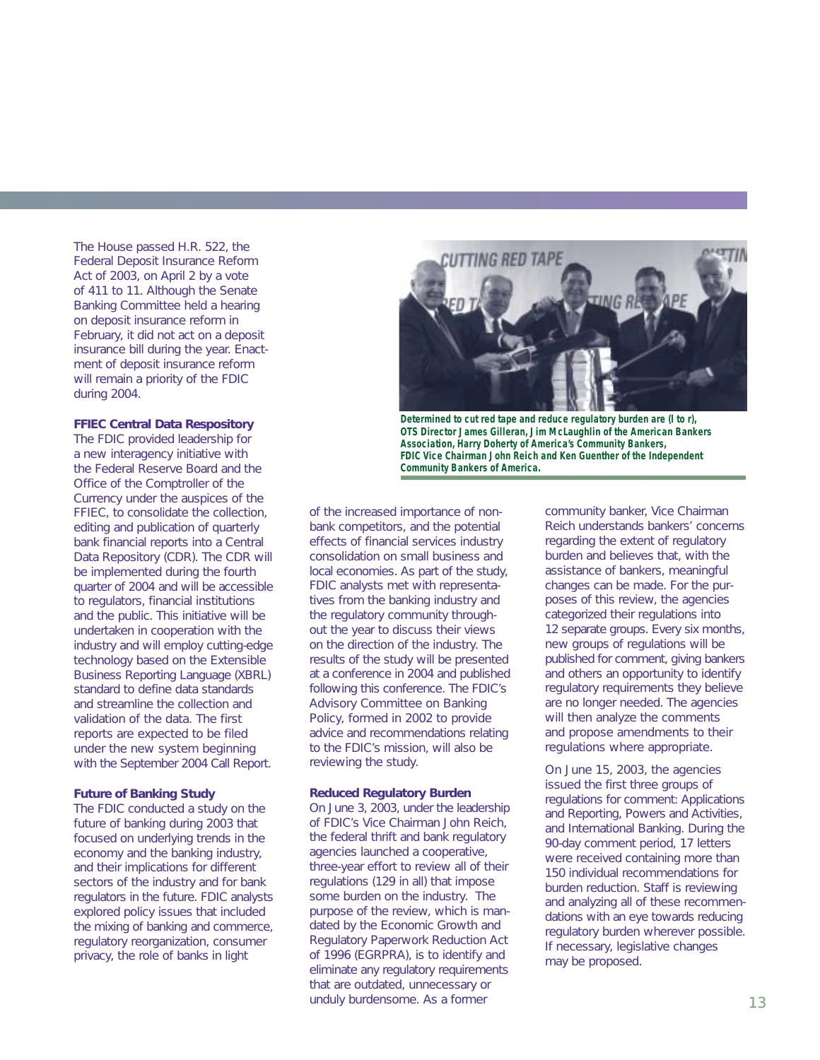The House passed H.R. 522, the Federal Deposit Insurance Reform Act of 2003, on April 2 by a vote of 411 to 11. Although the Senate Banking Committee held a hearing on deposit insurance reform in February, it did not act on a deposit insurance bill during the year. Enactment of deposit insurance reform will remain a priority of the FDIC during 2004.

### FFIEC Central Data Respository

The FDIC provided leadership for a new interagency initiative with the Federal Reserve Board and the Office of the Comptroller of the Currency under the auspices of the FFIEC, to consolidate the collection, editing and publication of quarterly bank financial reports into a Central Data Repository (CDR). The CDR will be implemented during the fourth quarter of 2004 and will be accessible to regulators, financial institutions and the public. This initiative will be undertaken in cooperation with the industry and will employ cutting-edge technology based on the Extensible Business Reporting Language (XBRL) standard to define data standards and streamline the collection and validation of the data. The first reports are expected to be filed under the new system beginning with the September 2004 Call Report.

### Future of Banking Study

The FDIC conducted a study on the future of banking during 2003 that focused on underlying trends in the economy and the banking industry, and their implications for different sectors of the industry and for bank regulators in the future. FDIC analysts explored policy issues that included the mixing of banking and commerce, regulatory reorganization, consumer privacy, the role of banks in light of the increased importance of non-bank competitors, and the potential effects of financial services industry consolidation on small business and local economies. As part of the study, FDIC analysts met with representatives from the banking industry and the regulatory community throughout the year to discuss their views on the direction of the industry. The results of the study will be presented at a conference in 2004 and published following this conference. The FDIC's Advisory Committee on Banking Policy, formed in 2002 to provide advice and recommendations relating to the FDIC's mission, will also be reviewing the study.

**Determined to cut red tape and reduce regulatory burden are (l to r), OTS Director James Gilleran, Jim McLaughlin of the American Bankers Association, Harry Doherty of America's Community Bankers, FDIC Vice Chairman John Reich and Ken Guenther of the Independent Community Bankers of America.**

### Reduced Regulatory Burden

On June 3, 2003, under the leadership of FDIC's Vice Chairman John Reich, the federal thrift and bank regulatory agencies launched a cooperative, three-year effort to review all of their regulations (129 in all) that impose some burden on the industry. The purpose of the review, which is mandated by the Economic Growth and Regulatory Paperwork Reduction Act of 1996 (EGRPRA), is to identify and eliminate any regulatory requirements that are outdated, unnecessary or unduly burdensome. As a former community banker, Vice Chairman Reich understands bankers' concerns regarding the extent of regulatory burden and believes that, with the assistance of bankers, meaningful changes can be made. For the purposes of this review, the agencies categorized their regulations into 12 separate groups. Every six months, new groups of regulations will be published for comment, giving bankers and others an opportunity to identify regulatory requirements they believe are no longer needed. The agencies will then analyze the comments and propose amendments to their regulations where appropriate.

On June 15, 2003, the agencies issued the first three groups of regulations for comment: Applications and Reporting, Powers and Activities, and International Banking. During the 90-day comment period, 17 letters were received containing more than 150 individual recommendations for burden reduction. Staff is reviewing and analyzing all of these recommendations with an eye towards reducing regulatory burden wherever possible. If necessary, legislative changes may be proposed.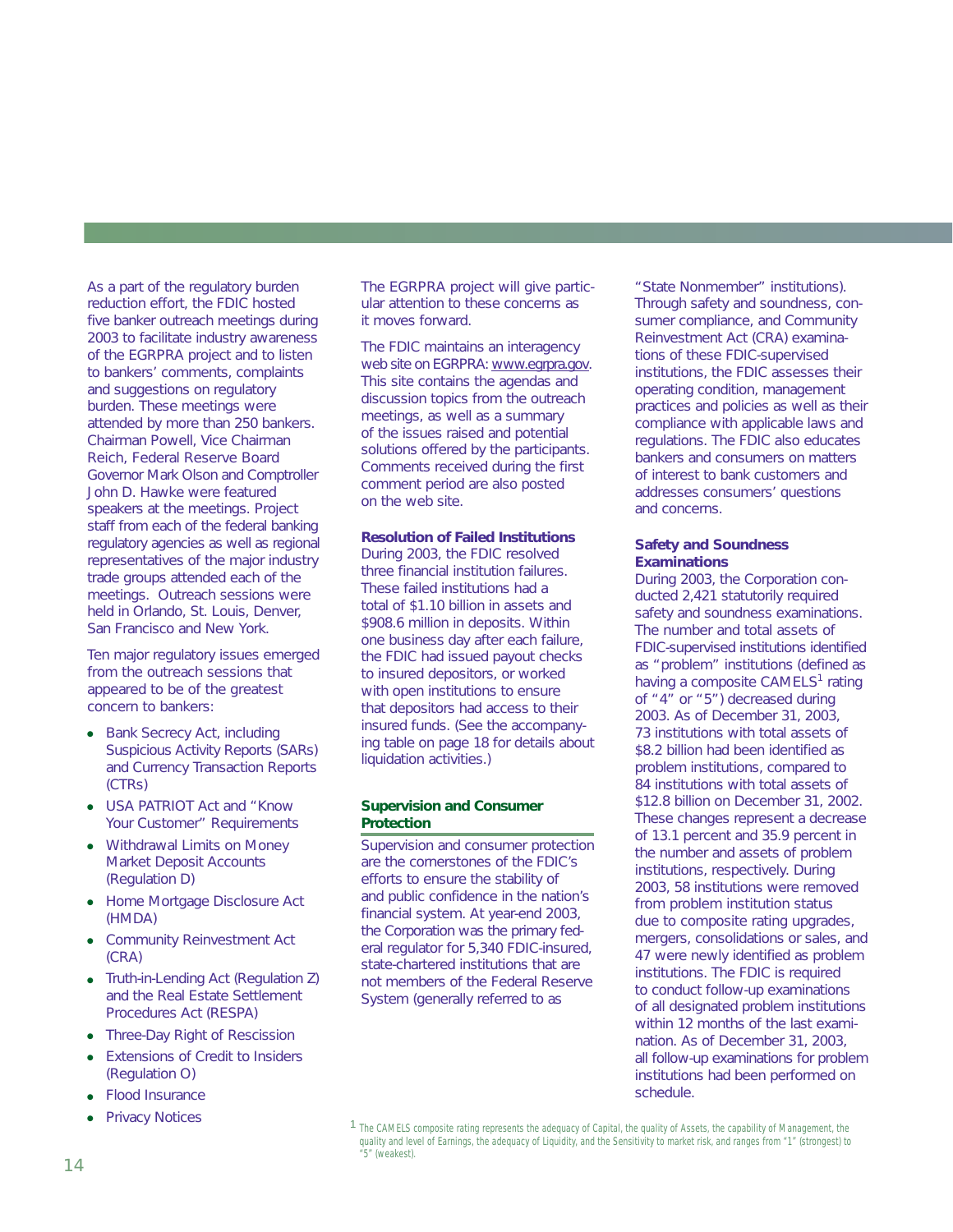As a part of the regulatory burden reduction effort, the FDIC hosted five banker outreach meetings during 2003 to facilitate industry awareness of the EGRPRA project and to listen to bankers' comments, complaints and suggestions on regulatory burden. These meetings were attended by more than 250 bankers. Chairman Powell, Vice Chairman Reich, Federal Reserve Board Governor Mark Olson and Comptroller John D. Hawke were featured speakers at the meetings. Project staff from each of the federal banking regulatory agencies as well as regional representatives of the major industry trade groups attended each of the meetings. Outreach sessions were held in Orlando, St. Louis, Denver, San Francisco and New York.

Ten major regulatory issues emerged from the outreach sessions that appeared to be of the greatest concern to bankers:

- Bank Secrecy Act, including Suspicious Activity Reports (SARs) and Currency Transaction Reports (CTRs)
- USA PATRIOT Act and "Know Your Customer" Requirements
- Withdrawal Limits on Money Market Deposit Accounts (Regulation D)
- Home Mortgage Disclosure Act (HMDA)
- Community Reinvestment Act (CRA)
- Truth-in-Lending Act (Regulation Z) and the Real Estate Settlement Procedures Act (RESPA)
- Three-Day Right of Rescission
- Extensions of Credit to Insiders (Regulation O)
- Flood Insurance
- Privacy Notices

The EGRPRA project will give particular attention to these concerns as it moves forward.

The FDIC maintains an interagency web site on EGRPRA: www.egrpra.gov. This site contains the agendas and discussion topics from the outreach meetings, as well as a summary of the issues raised and potential solutions offered by the participants. Comments received during the first comment period are also posted on the web site.

**Resolution of Failed Institutions**

During 2003, the FDIC resolved three financial institution failures. These failed institutions had a total of $1.10 billion in assets and $908.6 million in deposits. Within one business day after each failure, the FDIC had issued payout checks to insured depositors, or worked with open institutions to ensure that depositors had access to their insured funds. (See the accompanying table on page 18 for details about liquidation activities.)

## Supervision and Consumer Protection

Supervision and consumer protection are the cornerstones of the FDIC's efforts to ensure the stability of and public confidence in the nation's financial system. At year-end 2003, the Corporation was the primary federal regulator for 5,340 FDIC-insured, state-chartered institutions that are not members of the Federal Reserve System (generally referred to as "State Nonmember" institutions). Through safety and soundness, consumer compliance, and Community Reinvestment Act (CRA) examinations of these FDIC-supervised institutions, the FDIC assesses their operating condition, management practices and policies as well as their compliance with applicable laws and regulations. The FDIC also educates bankers and consumers on matters of interest to bank customers and addresses consumers' questions and concerns.

**Safety and Soundness Examinations**

During 2003, the Corporation conducted 2,421 statutorily required safety and soundness examinations. The number and total assets of FDIC-supervised institutions identified as "problem" institutions (defined as having a composite CAMELS[1] rating of "4" or "5") decreased during 2003. As of December 31, 2003, 73 institutions with total assets of $8.2 billion had been identified as problem institutions, compared to 84 institutions with total assets of $12.8 billion on December 31, 2002. These changes represent a decrease of 13.1 percent and 35.9 percent in the number and assets of problem institutions, respectively. During 2003, 58 institutions were removed from problem institution status due to composite rating upgrades, mergers, consolidations or sales, and 47 were newly identified as problem institutions. The FDIC is required to conduct follow-up examinations of all designated problem institutions within 12 months of the last examination. As of December 31, 2003, all follow-up examinations for problem institutions had been performed on schedule.

[1] The CAMELS composite rating represents the adequacy of Capital, the quality of Assets, the capability of Management, the quality and level of Earnings, the adequacy of Liquidity, and the Sensitivity to market risk, and ranges from "1" (strongest) to "5" (weakest).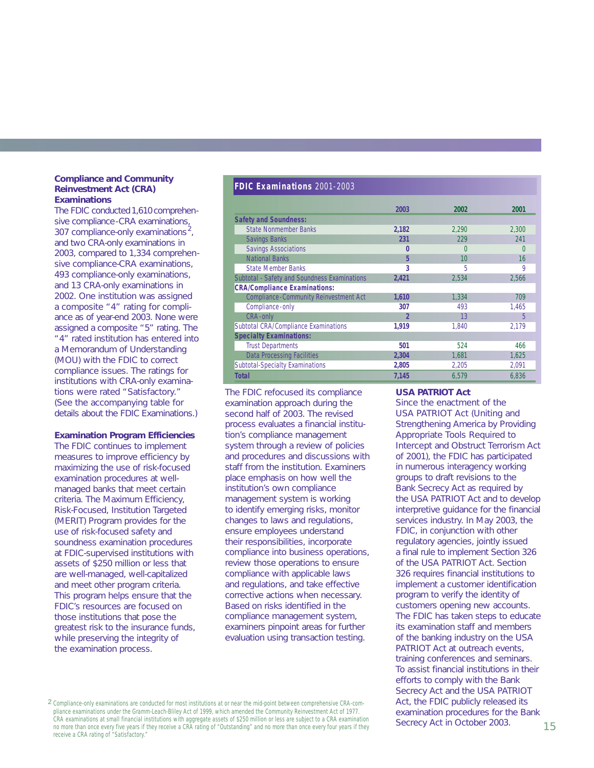### Compliance and Community Reinvestment Act (CRA) Examinations

The FDIC conducted 1,610 comprehensive compliance-CRA examinations, 307 compliance-only examinations[2], and two CRA-only examinations in 2003, compared to 1,334 comprehensive compliance-CRA examinations, 493 compliance-only examinations, and 13 CRA-only examinations in 2002. One institution was assigned a composite "4" rating for compliance as of year-end 2003. None were assigned a composite "5" rating. The "4" rated institution has entered into a Memorandum of Understanding (MOU) with the FDIC to correct compliance issues. The ratings for institutions with CRA-only examinations were rated "Satisfactory." (See the accompanying table for details about the FDIC Examinations.)

**FDIC Examinations 2001-2003**

| | 2003 | 2002 | 2001 |
|---|---|---|---|
| **Safety and Soundness:** | | | |
| State Nonmember Banks | 2,182 | 2,290 | 2,300 |
| Savings Banks | 231 | 229 | 241 |
| Savings Associations | 0 | 0 | 0 |
| National Banks | 5 | 10 | 16 |
| State Member Banks | 3 | 5 | 9 |
| Subtotal - Safety and Soundness Examinations | 2,421 | 2,534 | 2,566 |
| **CRA/Compliance Examinations:** | | | |
| Compliance-Community Reinvestment Act | 1,610 | 1,334 | 709 |
| Compliance-only | 307 | 493 | 1,465 |
| CRA-only | 2 | 13 | 5 |
| Subtotal CRA/Compliance Examinations | 1,919 | 1,840 | 2,179 |
| **Specialty Examinations:** | | | |
| Trust Departments | 501 | 524 | 466 |
| Data Processing Facilities | 2,304 | 1,681 | 1,625 |
| Subtotal-Specialty Examinations | 2,805 | 2,205 | 2,091 |
| **Total** | 7,145 | 6,579 | 6,836 |

The FDIC refocused its compliance examination approach during the second half of 2003. The revised process evaluates a financial institution's compliance management system through a review of policies and procedures and discussions with staff from the institution. Examiners place emphasis on how well the institution's own compliance management system is working to identify emerging risks, monitor changes to laws and regulations, ensure employees understand their responsibilities, incorporate compliance into business operations, review those operations to ensure compliance with applicable laws and regulations, and take effective corrective actions when necessary. Based on risks identified in the compliance management system, examiners pinpoint areas for further evaluation using transaction testing.

### Examination Program Efficiencies

The FDIC continues to implement measures to improve efficiency by maximizing the use of risk-focused examination procedures at well-managed banks that meet certain criteria. The Maximum Efficiency, Risk-Focused, Institution Targeted (MERIT) Program provides for the use of risk-focused safety and soundness examination procedures at FDIC-supervised institutions with assets of $250 million or less that are well-managed, well-capitalized and meet other program criteria. This program helps ensure that the FDIC's resources are focused on those institutions that pose the greatest risk to the insurance funds, while preserving the integrity of the examination process.

### USA PATRIOT Act

Since the enactment of the USA PATRIOT Act (Uniting and Strengthening America by Providing Appropriate Tools Required to Intercept and Obstruct Terrorism Act of 2001), the FDIC has participated in numerous interagency working groups to draft revisions to the Bank Secrecy Act as required by the USA PATRIOT Act and to develop interpretive guidance for the financial services industry. In May 2003, the FDIC, in conjunction with other regulatory agencies, jointly issued a final rule to implement Section 326 of the USA PATRIOT Act. Section 326 requires financial institutions to implement a customer identification program to verify the identity of customers opening new accounts. The FDIC has taken steps to educate its examination staff and members of the banking industry on the USA PATRIOT Act at outreach events, training conferences and seminars. To assist financial institutions in their efforts to comply with the Bank Secrecy Act and the USA PATRIOT Act, the FDIC publicly released its examination procedures for the Bank Secrecy Act in October 2003.

[2] Compliance-only examinations are conducted for most institutions at or near the mid-point between comprehensive CRA-compliance examinations under the Gramm-Leach-Bliley Act of 1999, which amended the Community Reinvestment Act of 1977. CRA examinations at small financial institutions with aggregate assets of $250 million or less are subject to a CRA examination no more than once every five years if they receive a CRA rating of "Outstanding" and no more than once every four years if they receive a CRA rating of "Satisfactory."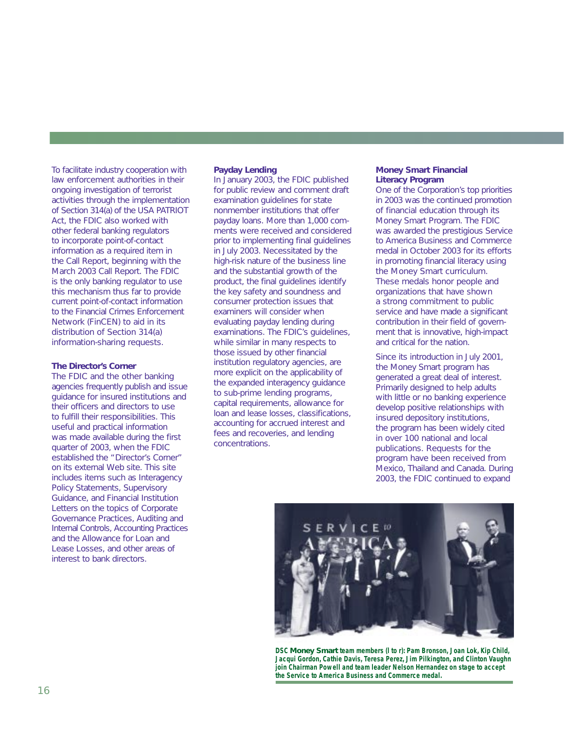To facilitate industry cooperation with law enforcement authorities in their ongoing investigation of terrorist activities through the implementation of Section 314(a) of the USA PATRIOT Act, the FDIC also worked with other federal banking regulators to incorporate point-of-contact information as a required item in the Call Report, beginning with the March 2003 Call Report. The FDIC is the only banking regulator to use this mechanism thus far to provide current point-of-contact information to the Financial Crimes Enforcement Network (FinCEN) to aid in its distribution of Section 314(a) information-sharing requests.

### The Director's Corner

The FDIC and the other banking agencies frequently publish and issue guidance for insured institutions and their officers and directors to use to fulfill their responsibilities. This useful and practical information was made available during the first quarter of 2003, when the FDIC established the "Director's Corner" on its external Web site. This site includes items such as Interagency Policy Statements, Supervisory Guidance, and Financial Institution Letters on the topics of Corporate Governance Practices, Auditing and Internal Controls, Accounting Practices and the Allowance for Loan and Lease Losses, and other areas of interest to bank directors.

### Payday Lending

In January 2003, the FDIC published for public review and comment draft examination guidelines for state nonmember institutions that offer payday loans. More than 1,000 comments were received and considered prior to implementing final guidelines in July 2003. Necessitated by the high-risk nature of the business line and the substantial growth of the product, the final guidelines identify the key safety and soundness and consumer protection issues that examiners will consider when evaluating payday lending during examinations. The FDIC's guidelines, while similar in many respects to those issued by other financial institution regulatory agencies, are more explicit on the applicability of the expanded interagency guidance to sub-prime lending programs, capital requirements, allowance for loan and lease losses, classifications, accounting for accrued interest and fees and recoveries, and lending concentrations.

### Money Smart Financial Literacy Program

One of the Corporation's top priorities in 2003 was the continued promotion of financial education through its Money Smart Program. The FDIC was awarded the prestigious Service to America Business and Commerce medal in October 2003 for its efforts in promoting financial literacy using the Money Smart curriculum. These medals honor people and organizations that have shown a strong commitment to public service and have made a significant contribution in their field of government that is innovative, high-impact and critical for the nation.

Since its introduction in July 2001, the Money Smart program has generated a great deal of interest. Primarily designed to help adults with little or no banking experience develop positive relationships with insured depository institutions, the program has been widely cited in over 100 national and local publications. Requests for the program have been received from Mexico, Thailand and Canada. During 2003, the FDIC continued to expand

**DSC Money Smart team members (l to r): Pam Bronson, Joan Lok, Kip Child, Jacqui Gordon, Cathie Davis, Teresa Perez, Jim Pilkington, and Clinton Vaughn join Chairman Powell and team leader Nelson Hernandez on stage to accept the Service to America Business and Commerce medal.**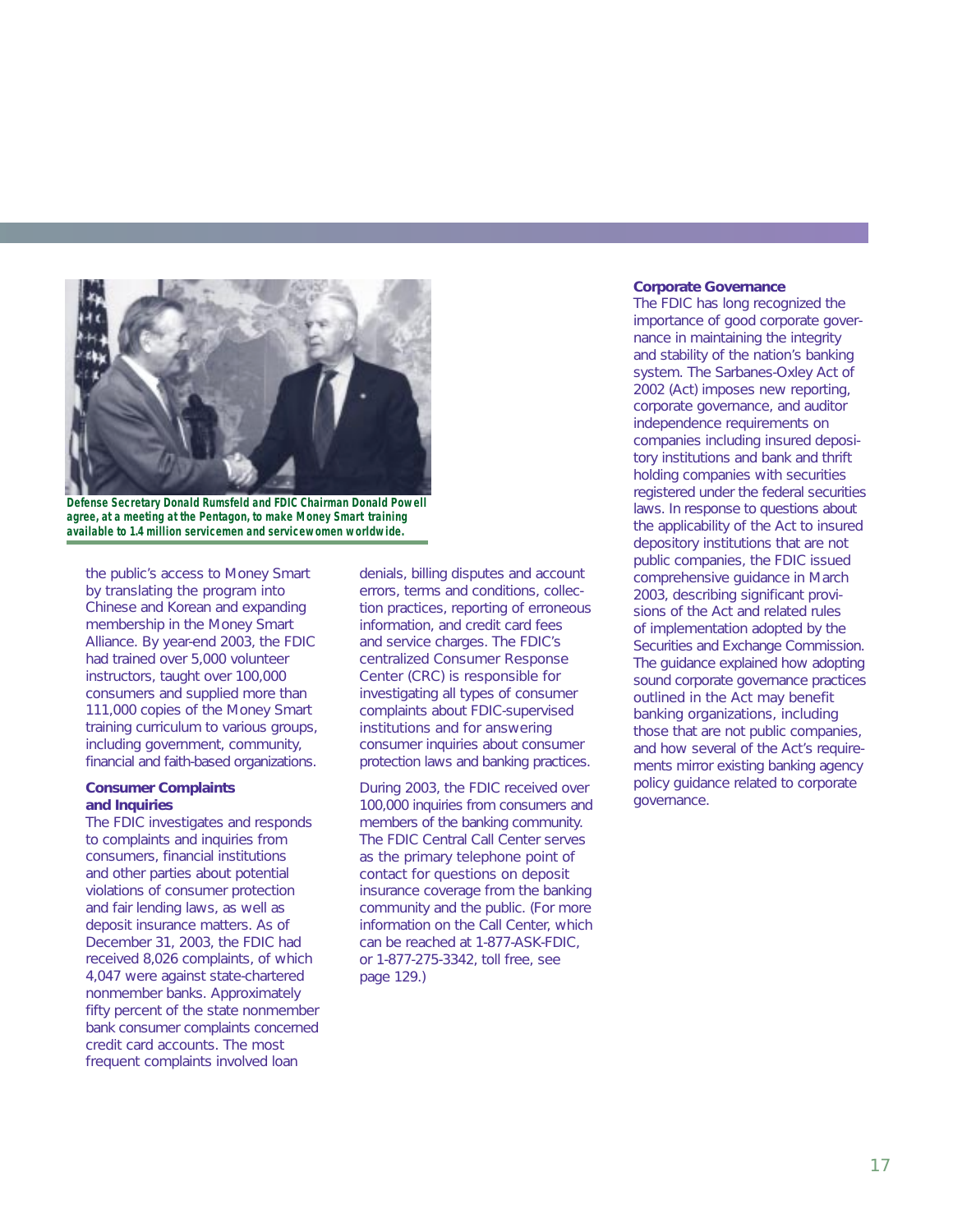Defense Secretary Donald Rumsfeld and FDIC Chairman Donald Powell agree, at a meeting at the Pentagon, to make Money Smart training available to 1.4 million servicemen and servicewomen worldwide.

the public's access to Money Smart by translating the program into Chinese and Korean and expanding membership in the Money Smart Alliance. By year-end 2003, the FDIC had trained over 5,000 volunteer instructors, taught over 100,000 consumers and supplied more than 111,000 copies of the Money Smart training curriculum to various groups, including government, community, financial and faith-based organizations.

**Consumer Complaints and Inquiries**

The FDIC investigates and responds to complaints and inquiries from consumers, financial institutions and other parties about potential violations of consumer protection and fair lending laws, as well as deposit insurance matters. As of December 31, 2003, the FDIC had received 8,026 complaints, of which 4,047 were against state-chartered nonmember banks. Approximately fifty percent of the state nonmember bank consumer complaints concerned credit card accounts. The most frequent complaints involved loan denials, billing disputes and account errors, terms and conditions, collection practices, reporting of erroneous information, and credit card fees and service charges. The FDIC's centralized Consumer Response Center (CRC) is responsible for investigating all types of consumer complaints about FDIC-supervised institutions and for answering consumer inquiries about consumer protection laws and banking practices.

During 2003, the FDIC received over 100,000 inquiries from consumers and members of the banking community. The FDIC Central Call Center serves as the primary telephone point of contact for questions on deposit insurance coverage from the banking community and the public. (For more information on the Call Center, which can be reached at 1-877-ASK-FDIC, or 1-877-275-3342, toll free, see page 129.)

**Corporate Governance**

The FDIC has long recognized the importance of good corporate governance in maintaining the integrity and stability of the nation's banking system. The Sarbanes-Oxley Act of 2002 (Act) imposes new reporting, corporate governance, and auditor independence requirements on companies including insured depository institutions and bank and thrift holding companies with securities registered under the federal securities laws. In response to questions about the applicability of the Act to insured depository institutions that are not public companies, the FDIC issued comprehensive guidance in March 2003, describing significant provisions of the Act and related rules of implementation adopted by the Securities and Exchange Commission. The guidance explained how adopting sound corporate governance practices outlined in the Act may benefit banking organizations, including those that are not public companies, and how several of the Act's requirements mirror existing banking agency policy guidance related to corporate governance.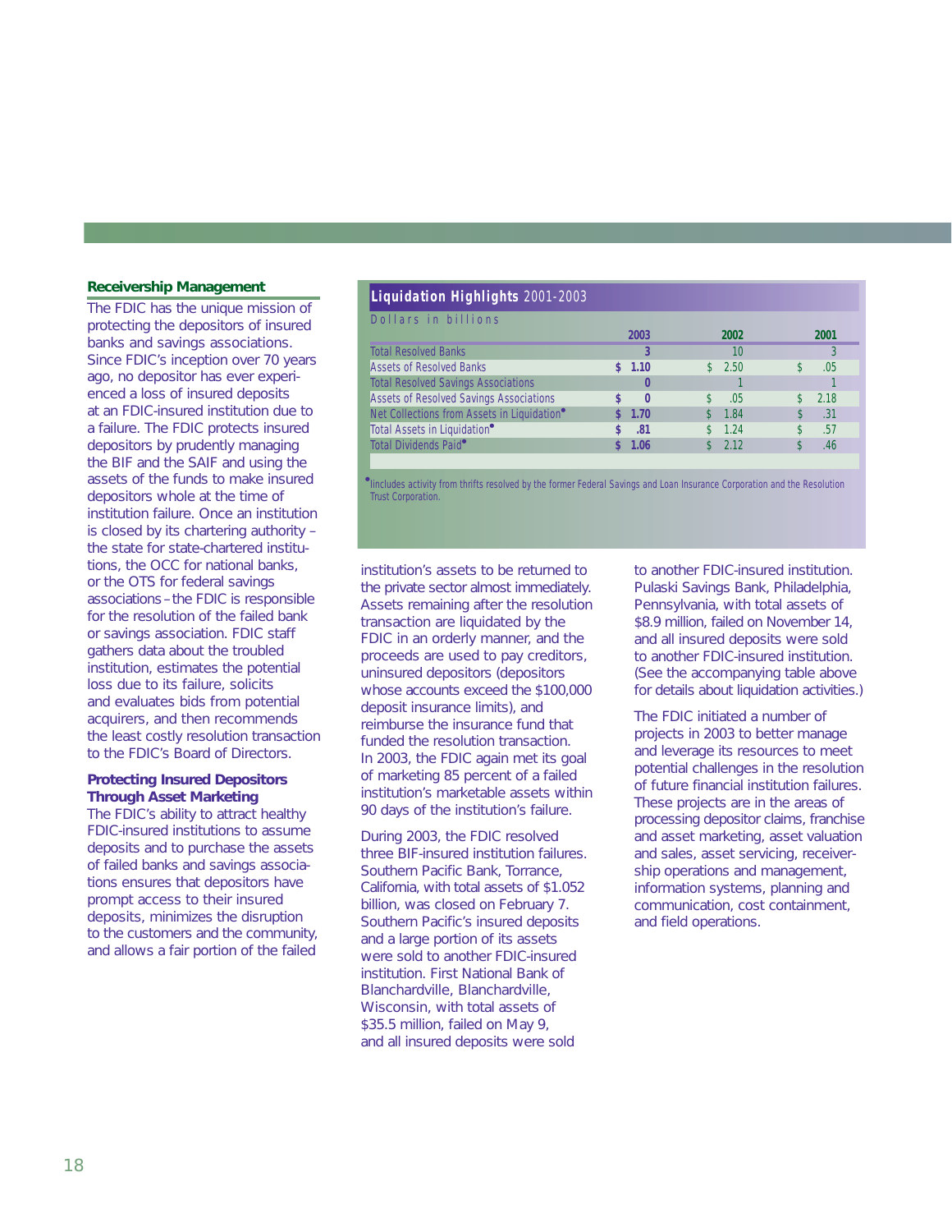## Receivership Management

The FDIC has the unique mission of protecting the depositors of insured banks and savings associations. Since FDIC's inception over 70 years ago, no depositor has ever experienced a loss of insured deposits at an FDIC-insured institution due to a failure. The FDIC protects insured depositors by prudently managing the BIF and the SAIF and using the assets of the funds to make insured depositors whole at the time of institution failure. Once an institution is closed by its chartering authority – the state for state-chartered institutions, the OCC for national banks, or the OTS for federal savings associations – the FDIC is responsible for the resolution of the failed bank or savings association. FDIC staff gathers data about the troubled institution, estimates the potential loss due to its failure, solicits and evaluates bids from potential acquirers, and then recommends the least costly resolution transaction to the FDIC's Board of Directors.

### Protecting Insured Depositors Through Asset Marketing

The FDIC's ability to attract healthy FDIC-insured institutions to assume deposits and to purchase the assets of failed banks and savings associations ensures that depositors have prompt access to their insured deposits, minimizes the disruption to the customers and the community, and allows a fair portion of the failed institution's assets to be returned to the private sector almost immediately. Assets remaining after the resolution transaction are liquidated by the FDIC in an orderly manner, and the proceeds are used to pay creditors, uninsured depositors (depositors whose accounts exceed the $100,000 deposit insurance limits), and reimburse the insurance fund that funded the resolution transaction. In 2003, the FDIC again met its goal of marketing 85 percent of a failed institution's marketable assets within 90 days of the institution's failure.

**Liquidation Highlights 2001-2003**

Dollars in billions

| | 2003 | 2002 | 2001 |
|---|---|---|---|
| Total Resolved Banks | 3 | 10 | 3 |
| Assets of Resolved Banks | $ 1.10 | $ 2.50 | $ .05 |
| Total Resolved Savings Associations | 0 | 1 | 1 |
| Assets of Resolved Savings Associations | $ 0 | $ .05 | $ 2.18 |
| Net Collections from Assets in Liquidation* | $ 1.70 | $ 1.84 | $ .31 |
| Total Assets in Liquidation* | $ .81 | $ 1.24 | $ .57 |
| Total Dividends Paid* | $ 1.06 | $ 2.12 | $ .46 |

*Includes activity from thrifts resolved by the former Federal Savings and Loan Insurance Corporation and the Resolution Trust Corporation.

During 2003, the FDIC resolved three BIF-insured institution failures. Southern Pacific Bank, Torrance, California, with total assets of $1.052 billion, was closed on February 7. Southern Pacific's insured deposits and a large portion of its assets were sold to another FDIC-insured institution. First National Bank of Blanchardville, Blanchardville, Wisconsin, with total assets of $35.5 million, failed on May 9, and all insured deposits were sold to another FDIC-insured institution. Pulaski Savings Bank, Philadelphia, Pennsylvania, with total assets of $8.9 million, failed on November 14, and all insured deposits were sold to another FDIC-insured institution. (See the accompanying table above for details about liquidation activities.)

The FDIC initiated a number of projects in 2003 to better manage and leverage its resources to meet potential challenges in the resolution of future financial institution failures. These projects are in the areas of processing depositor claims, franchise and asset marketing, asset valuation and sales, asset servicing, receivership operations and management, information systems, planning and communication, cost containment, and field operations.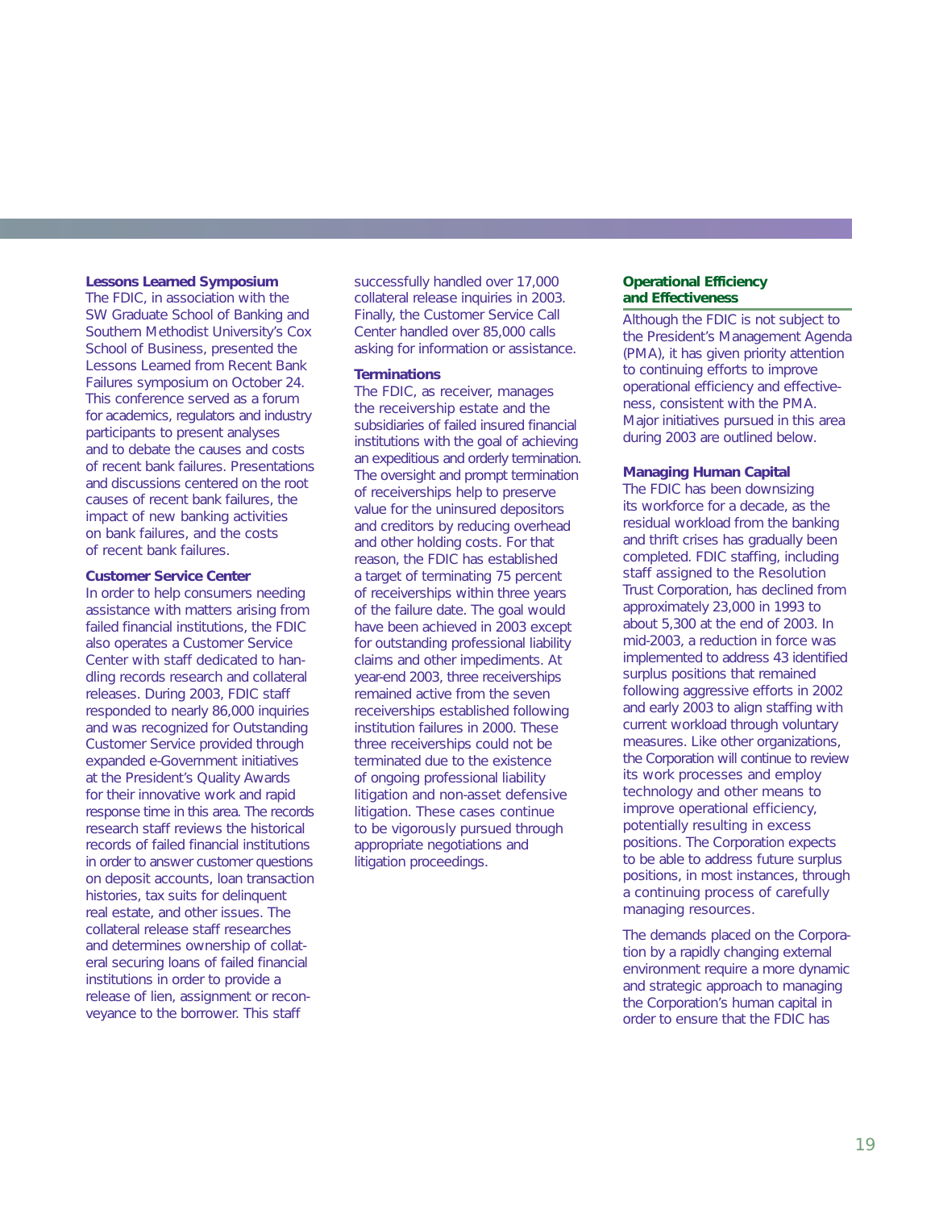### Lessons Learned Symposium

The FDIC, in association with the SW Graduate School of Banking and Southern Methodist University's Cox School of Business, presented the Lessons Learned from Recent Bank Failures symposium on October 24. This conference served as a forum for academics, regulators and industry participants to present analyses and to debate the causes and costs of recent bank failures. Presentations and discussions centered on the root causes of recent bank failures, the impact of new banking activities on bank failures, and the costs of recent bank failures.

### Customer Service Center

In order to help consumers needing assistance with matters arising from failed financial institutions, the FDIC also operates a Customer Service Center with staff dedicated to handling records research and collateral releases. During 2003, FDIC staff responded to nearly 86,000 inquiries and was recognized for Outstanding Customer Service provided through expanded e-Government initiatives at the President's Quality Awards for their innovative work and rapid response time in this area. The records research staff reviews the historical records of failed financial institutions in order to answer customer questions on deposit accounts, loan transaction histories, tax suits for delinquent real estate, and other issues. The collateral release staff researches and determines ownership of collateral securing loans of failed financial institutions in order to provide a release of lien, assignment or reconveyance to the borrower. This staff successfully handled over 17,000 collateral release inquiries in 2003. Finally, the Customer Service Call Center handled over 85,000 calls asking for information or assistance.

### Terminations

The FDIC, as receiver, manages the receivership estate and the subsidiaries of failed insured financial institutions with the goal of achieving an expeditious and orderly termination. The oversight and prompt termination of receiverships help to preserve value for the uninsured depositors and creditors by reducing overhead and other holding costs. For that reason, the FDIC has established a target of terminating 75 percent of receiverships within three years of the failure date. The goal would have been achieved in 2003 except for outstanding professional liability claims and other impediments. At year-end 2003, three receiverships remained active from the seven receiverships established following institution failures in 2000. These three receiverships could not be terminated due to the existence of ongoing professional liability litigation and non-asset defensive litigation. These cases continue to be vigorously pursued through appropriate negotiations and litigation proceedings.

## Operational Efficiency and Effectiveness

Although the FDIC is not subject to the President's Management Agenda (PMA), it has given priority attention to continuing efforts to improve operational efficiency and effectiveness, consistent with the PMA. Major initiatives pursued in this area during 2003 are outlined below.

### Managing Human Capital

The FDIC has been downsizing its workforce for a decade, as the residual workload from the banking and thrift crises has gradually been completed. FDIC staffing, including staff assigned to the Resolution Trust Corporation, has declined from approximately 23,000 in 1993 to about 5,300 at the end of 2003. In mid-2003, a reduction in force was implemented to address 43 identified surplus positions that remained following aggressive efforts in 2002 and early 2003 to align staffing with current workload through voluntary measures. Like other organizations, the Corporation will continue to review its work processes and employ technology and other means to improve operational efficiency, potentially resulting in excess positions. The Corporation expects to be able to address future surplus positions, in most instances, through a continuing process of carefully managing resources.

The demands placed on the Corporation by a rapidly changing external environment require a more dynamic and strategic approach to managing the Corporation's human capital in order to ensure that the FDIC has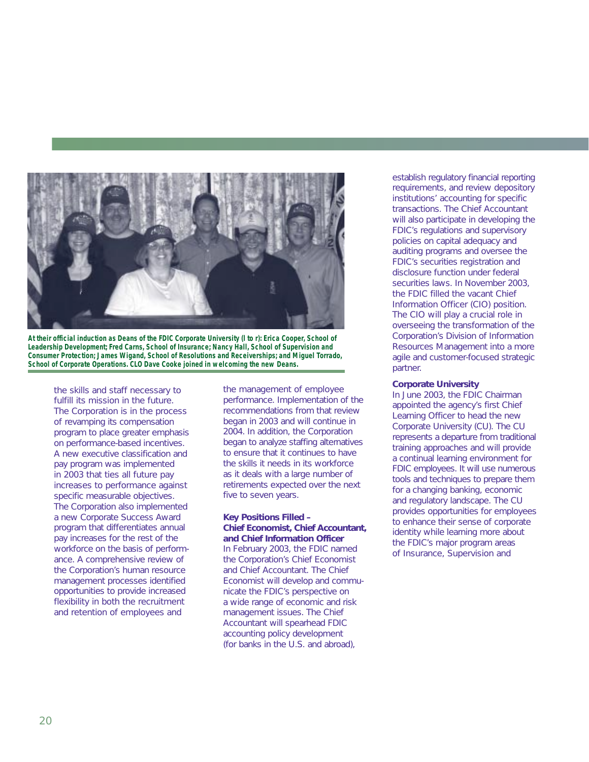At their official induction as Deans of the FDIC Corporate University (l to r): Erica Cooper, School of Leadership Development; Fred Carns, School of Insurance; Nancy Hall, School of Supervision and Consumer Protection; James Wigand, School of Resolutions and Receiverships; and Miguel Torrado, School of Corporate Operations. CLO Dave Cooke joined in welcoming the new Deans.

the skills and staff necessary to fulfill its mission in the future. The Corporation is in the process of revamping its compensation program to place greater emphasis on performance-based incentives. A new executive classification and pay program was implemented in 2003 that ties all future pay increases to performance against specific measurable objectives. The Corporation also implemented a new Corporate Success Award program that differentiates annual pay increases for the rest of the workforce on the basis of performance. A comprehensive review of the Corporation's human resource management processes identified opportunities to provide increased flexibility in both the recruitment and retention of employees and the management of employee performance. Implementation of the recommendations from that review began in 2003 and will continue in 2004. In addition, the Corporation began to analyze staffing alternatives to ensure that it continues to have the skills it needs in its workforce as it deals with a large number of retirements expected over the next five to seven years.

**Key Positions Filled – Chief Economist, Chief Accountant, and Chief Information Officer**

In February 2003, the FDIC named the Corporation's Chief Economist and Chief Accountant. The Chief Economist will develop and communicate the FDIC's perspective on a wide range of economic and risk management issues. The Chief Accountant will spearhead FDIC accounting policy development (for banks in the U.S. and abroad), establish regulatory financial reporting requirements, and review depository institutions' accounting for specific transactions. The Chief Accountant will also participate in developing the FDIC's regulations and supervisory policies on capital adequacy and auditing programs and oversee the FDIC's securities registration and disclosure function under federal securities laws. In November 2003, the FDIC filled the vacant Chief Information Officer (CIO) position. The CIO will play a crucial role in overseeing the transformation of the Corporation's Division of Information Resources Management into a more agile and customer-focused strategic partner.

**Corporate University**

In June 2003, the FDIC Chairman appointed the agency's first Chief Learning Officer to head the new Corporate University (CU). The CU represents a departure from traditional training approaches and will provide a continual learning environment for FDIC employees. It will use numerous tools and techniques to prepare them for a changing banking, economic and regulatory landscape. The CU provides opportunities for employees to enhance their sense of corporate identity while learning more about the FDIC's major program areas of Insurance, Supervision and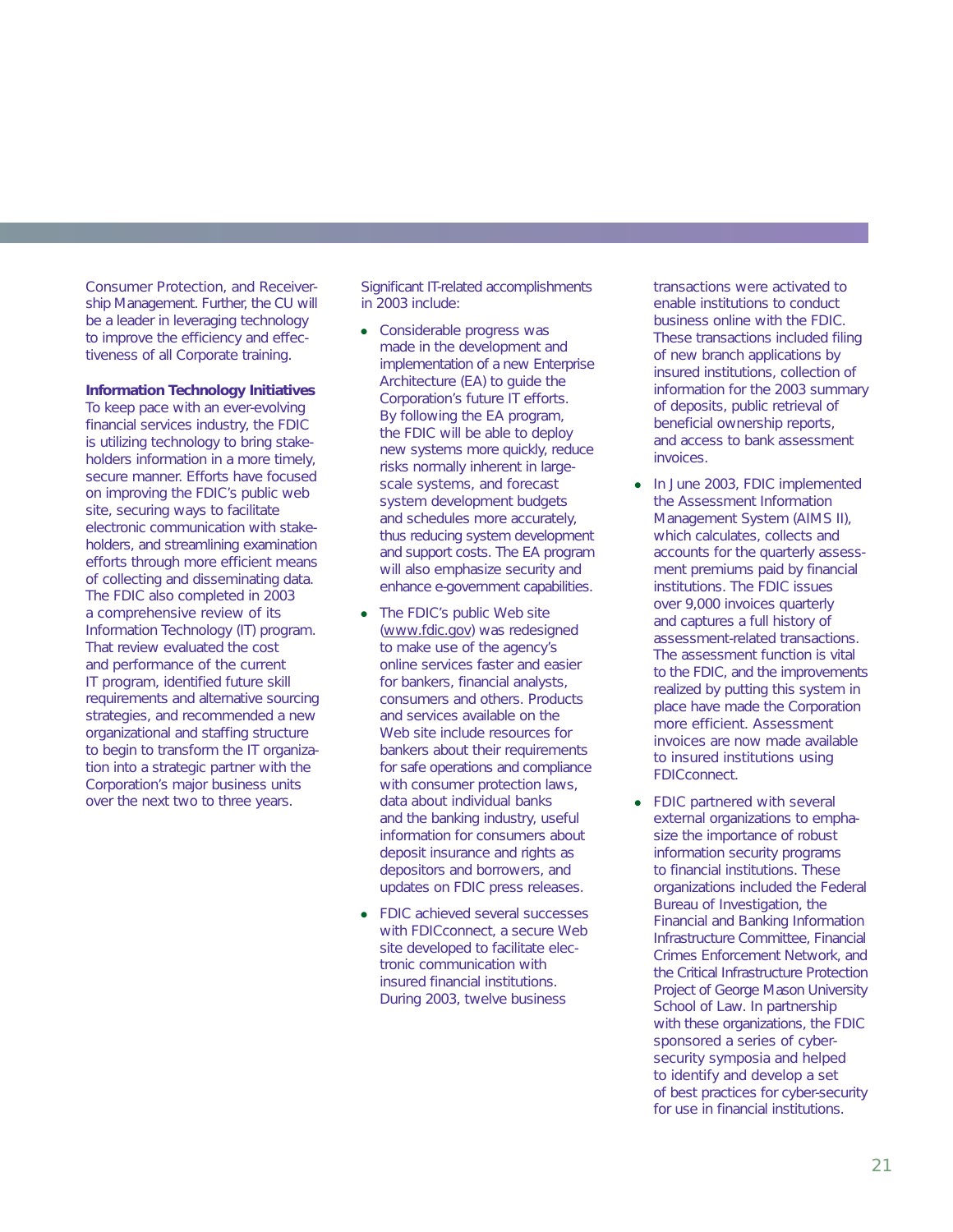Consumer Protection, and Receivership Management. Further, the CU will be a leader in leveraging technology to improve the efficiency and effectiveness of all Corporate training.

**Information Technology Initiatives**

To keep pace with an ever-evolving financial services industry, the FDIC is utilizing technology to bring stakeholders information in a more timely, secure manner. Efforts have focused on improving the FDIC's public web site, securing ways to facilitate electronic communication with stakeholders, and streamlining examination efforts through more efficient means of collecting and disseminating data. The FDIC also completed in 2003 a comprehensive review of its Information Technology (IT) program. That review evaluated the cost and performance of the current IT program, identified future skill requirements and alternative sourcing strategies, and recommended a new organizational and staffing structure to begin to transform the IT organization into a strategic partner with the Corporation's major business units over the next two to three years.

Significant IT-related accomplishments in 2003 include:

- Considerable progress was made in the development and implementation of a new Enterprise Architecture (EA) to guide the Corporation's future IT efforts. By following the EA program, the FDIC will be able to deploy new systems more quickly, reduce risks normally inherent in large-scale systems, and forecast system development budgets and schedules more accurately, thus reducing system development and support costs. The EA program will also emphasize security and enhance e-government capabilities.
- The FDIC's public Web site (www.fdic.gov) was redesigned to make use of the agency's online services faster and easier for bankers, financial analysts, consumers and others. Products and services available on the Web site include resources for bankers about their requirements for safe operations and compliance with consumer protection laws, data about individual banks and the banking industry, useful information for consumers about deposit insurance and rights as depositors and borrowers, and updates on FDIC press releases.
- FDIC achieved several successes with FDICconnect, a secure Web site developed to facilitate electronic communication with insured financial institutions. During 2003, twelve business transactions were activated to enable institutions to conduct business online with the FDIC. These transactions included filing of new branch applications by insured institutions, collection of information for the 2003 summary of deposits, public retrieval of beneficial ownership reports, and access to bank assessment invoices.
- In June 2003, FDIC implemented the Assessment Information Management System (AIMS II), which calculates, collects and accounts for the quarterly assessment premiums paid by financial institutions. The FDIC issues over 9,000 invoices quarterly and captures a full history of assessment-related transactions. The assessment function is vital to the FDIC, and the improvements realized by putting this system in place have made the Corporation more efficient. Assessment invoices are now made available to insured institutions using FDICconnect.
- FDIC partnered with several external organizations to emphasize the importance of robust information security programs to financial institutions. These organizations included the Federal Bureau of Investigation, the Financial and Banking Information Infrastructure Committee, Financial Crimes Enforcement Network, and the Critical Infrastructure Protection Project of George Mason University School of Law. In partnership with these organizations, the FDIC sponsored a series of cyber-security symposia and helped to identify and develop a set of best practices for cyber-security for use in financial institutions.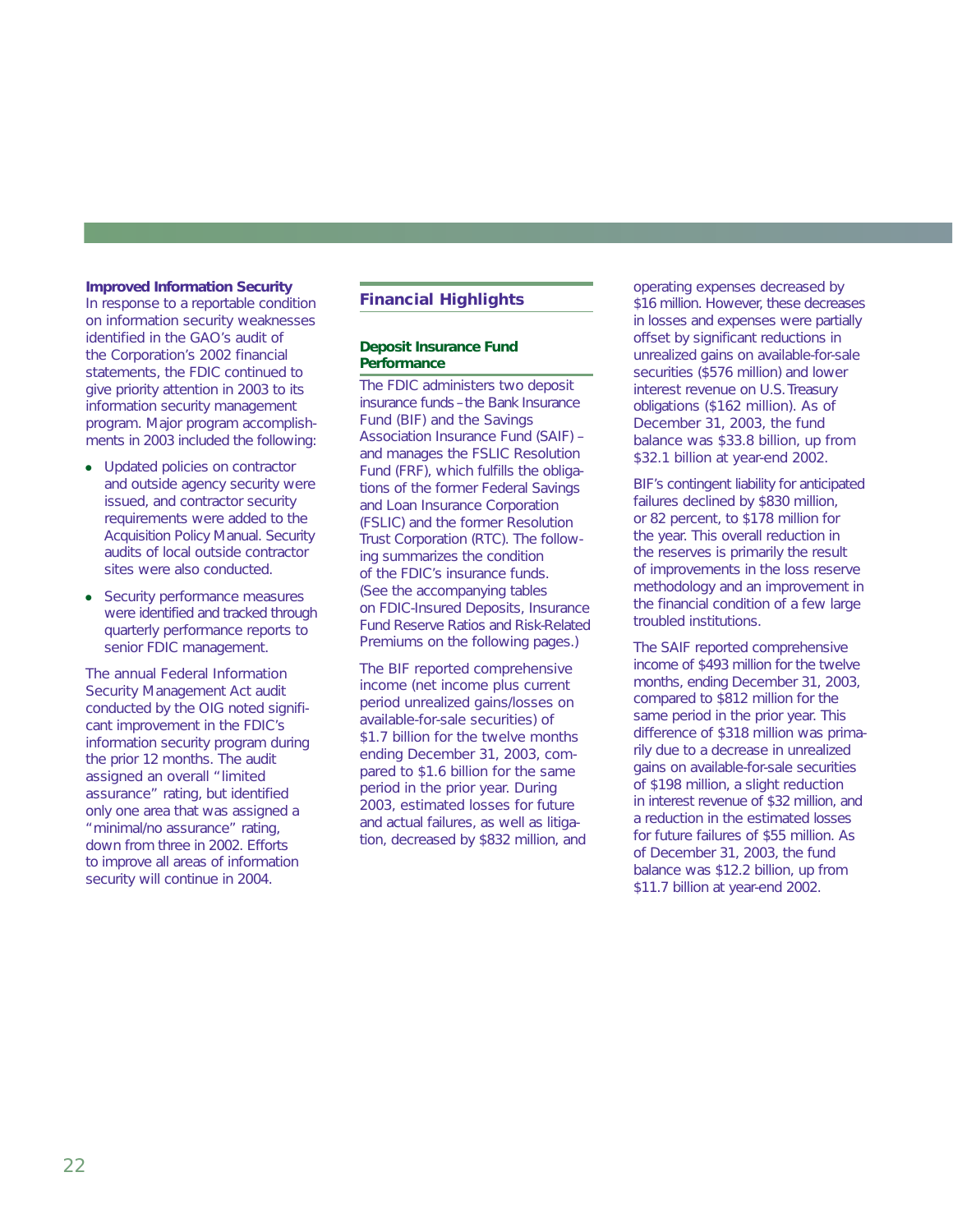**Improved Information Security**

In response to a reportable condition on information security weaknesses identified in the GAO's audit of the Corporation's 2002 financial statements, the FDIC continued to give priority attention in 2003 to its information security management program. Major program accomplishments in 2003 included the following:

- Updated policies on contractor and outside agency security were issued, and contractor security requirements were added to the Acquisition Policy Manual. Security audits of local outside contractor sites were also conducted.
- Security performance measures were identified and tracked through quarterly performance reports to senior FDIC management.

The annual Federal Information Security Management Act audit conducted by the OIG noted significant improvement in the FDIC's information security program during the prior 12 months. The audit assigned an overall "limited assurance" rating, but identified only one area that was assigned a "minimal/no assurance" rating, down from three in 2002. Efforts to improve all areas of information security will continue in 2004.

## Financial Highlights

### Deposit Insurance Fund Performance

The FDIC administers two deposit insurance funds – the Bank Insurance Fund (BIF) and the Savings Association Insurance Fund (SAIF) – and manages the FSLIC Resolution Fund (FRF), which fulfills the obligations of the former Federal Savings and Loan Insurance Corporation (FSLIC) and the former Resolution Trust Corporation (RTC). The following summarizes the condition of the FDIC's insurance funds. (See the accompanying tables on FDIC-Insured Deposits, Insurance Fund Reserve Ratios and Risk-Related Premiums on the following pages.)

The BIF reported comprehensive income (net income plus current period unrealized gains/losses on available-for-sale securities) of $1.7 billion for the twelve months ending December 31, 2003, compared to $1.6 billion for the same period in the prior year. During 2003, estimated losses for future and actual failures, as well as litigation, decreased by $832 million, and operating expenses decreased by $16 million. However, these decreases in losses and expenses were partially offset by significant reductions in unrealized gains on available-for-sale securities ($576 million) and lower interest revenue on U.S. Treasury obligations ($162 million). As of December 31, 2003, the fund balance was $33.8 billion, up from $32.1 billion at year-end 2002.

BIF's contingent liability for anticipated failures declined by $830 million, or 82 percent, to $178 million for the year. This overall reduction in the reserves is primarily the result of improvements in the loss reserve methodology and an improvement in the financial condition of a few large troubled institutions.

The SAIF reported comprehensive income of $493 million for the twelve months, ending December 31, 2003, compared to $812 million for the same period in the prior year. This difference of $318 million was primarily due to a decrease in unrealized gains on available-for-sale securities of $198 million, a slight reduction in interest revenue of $32 million, and a reduction in the estimated losses for future failures of $55 million. As of December 31, 2003, the fund balance was $12.2 billion, up from $11.7 billion at year-end 2002.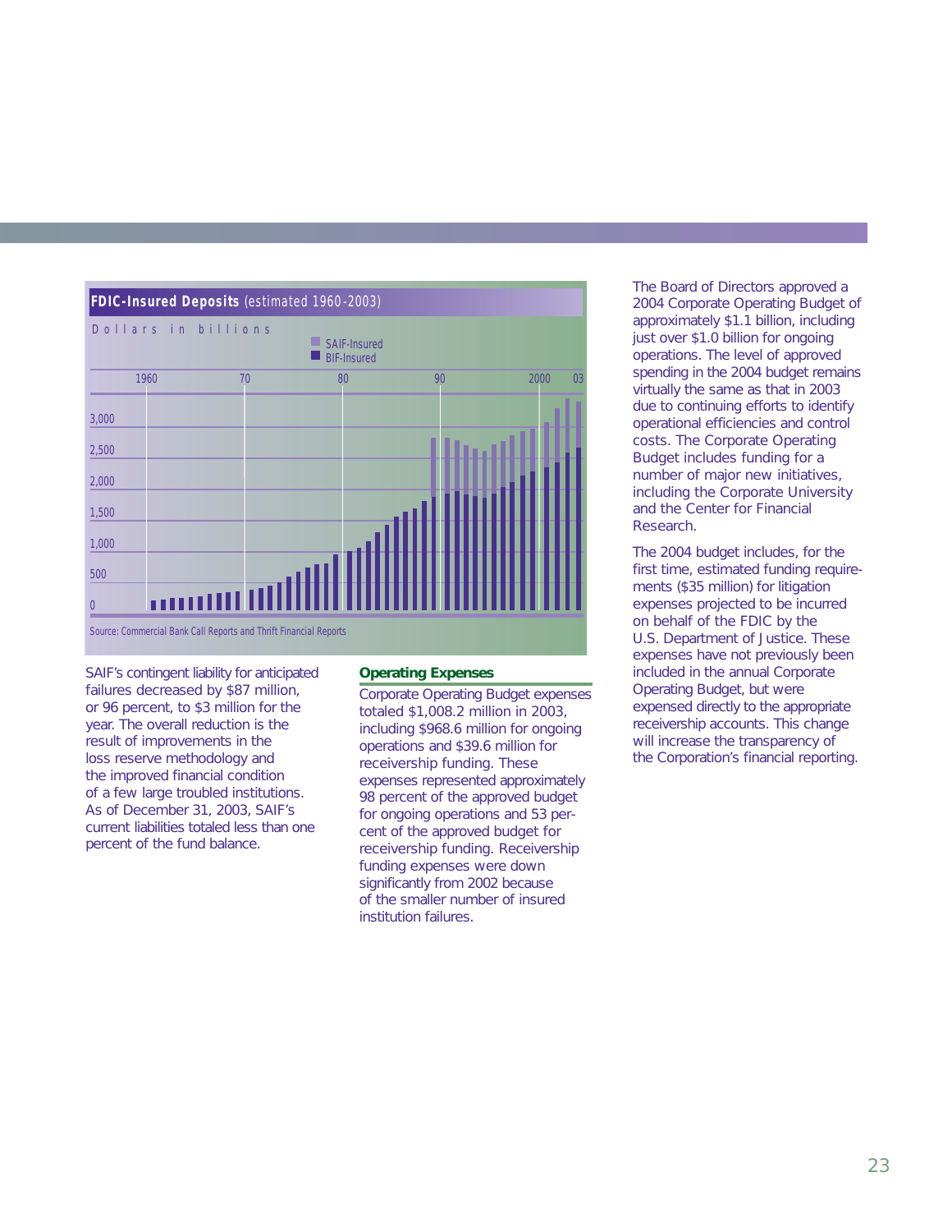**FDIC-Insured Deposits** (estimated 1960-2003)

Dollars in billions

- SAIF-Insured
- BIF-Insured

Source: Commercial Bank Call Reports and Thrift Financial Reports

SAIF's contingent liability for anticipated failures decreased by $87 million, or 96 percent, to $3 million for the year. The overall reduction is the result of improvements in the loss reserve methodology and the improved financial condition of a few large troubled institutions. As of December 31, 2003, SAIF's current liabilities totaled less than one percent of the fund balance.

## Operating Expenses

Corporate Operating Budget expenses totaled $1,008.2 million in 2003, including $968.6 million for ongoing operations and $39.6 million for receivership funding. These expenses represented approximately 98 percent of the approved budget for ongoing operations and 53 percent of the approved budget for receivership funding. Receivership funding expenses were down significantly from 2002 because of the smaller number of insured institution failures.

The Board of Directors approved a 2004 Corporate Operating Budget of approximately $1.1 billion, including just over $1.0 billion for ongoing operations. The level of approved spending in the 2004 budget remains virtually the same as that in 2003 due to continuing efforts to identify operational efficiencies and control costs. The Corporate Operating Budget includes funding for a number of major new initiatives, including the Corporate University and the Center for Financial Research.

The 2004 budget includes, for the first time, estimated funding requirements ($35 million) for litigation expenses projected to be incurred on behalf of the FDIC by the U.S. Department of Justice. These expenses have not previously been included in the annual Corporate Operating Budget, but were expensed directly to the appropriate receivership accounts. This change will increase the transparency of the Corporation's financial reporting.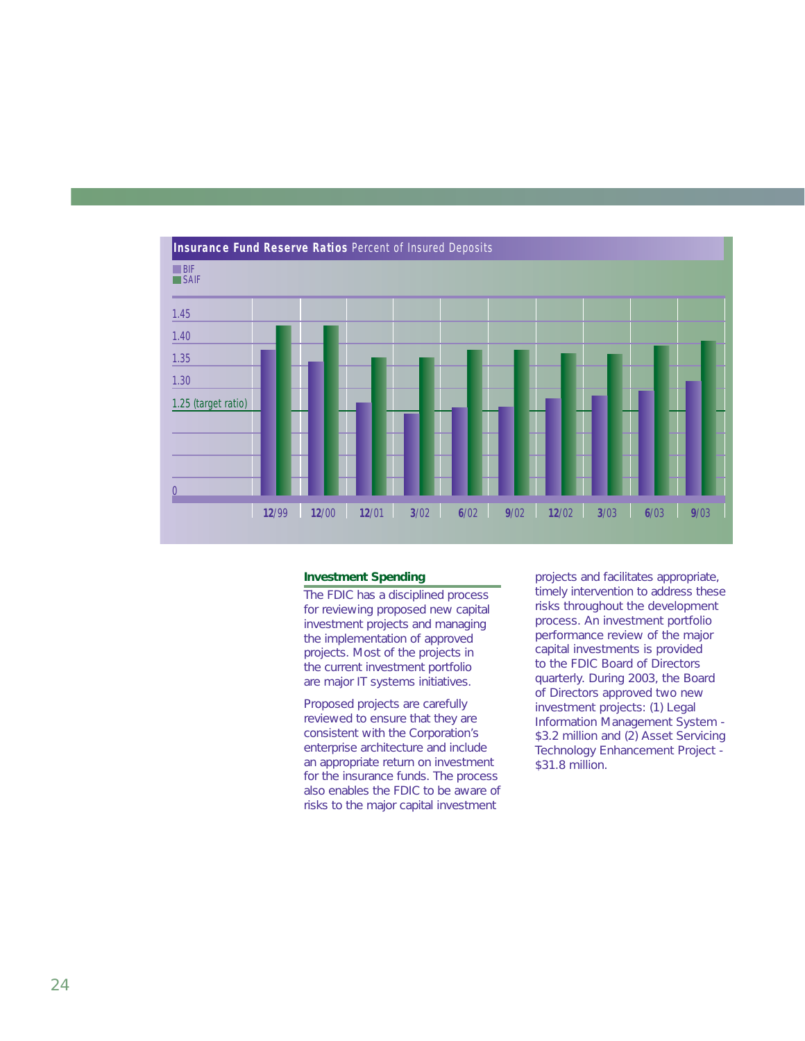**Insurance Fund Reserve Ratios** Percent of Insured Deposits

BIF
SAIF

1.45
1.40
1.35
1.30
1.25 (target ratio)
0

12/99 12/00 12/01 3/02 6/02 9/02 12/02 3/03 6/03 9/03

### Investment Spending

The FDIC has a disciplined process for reviewing proposed new capital investment projects and managing the implementation of approved projects. Most of the projects in the current investment portfolio are major IT systems initiatives.

Proposed projects are carefully reviewed to ensure that they are consistent with the Corporation's enterprise architecture and include an appropriate return on investment for the insurance funds. The process also enables the FDIC to be aware of risks to the major capital investment projects and facilitates appropriate, timely intervention to address these risks throughout the development process. An investment portfolio performance review of the major capital investments is provided to the FDIC Board of Directors quarterly. During 2003, the Board of Directors approved two new investment projects: (1) Legal Information Management System - $3.2 million and (2) Asset Servicing Technology Enhancement Project - $31.8 million.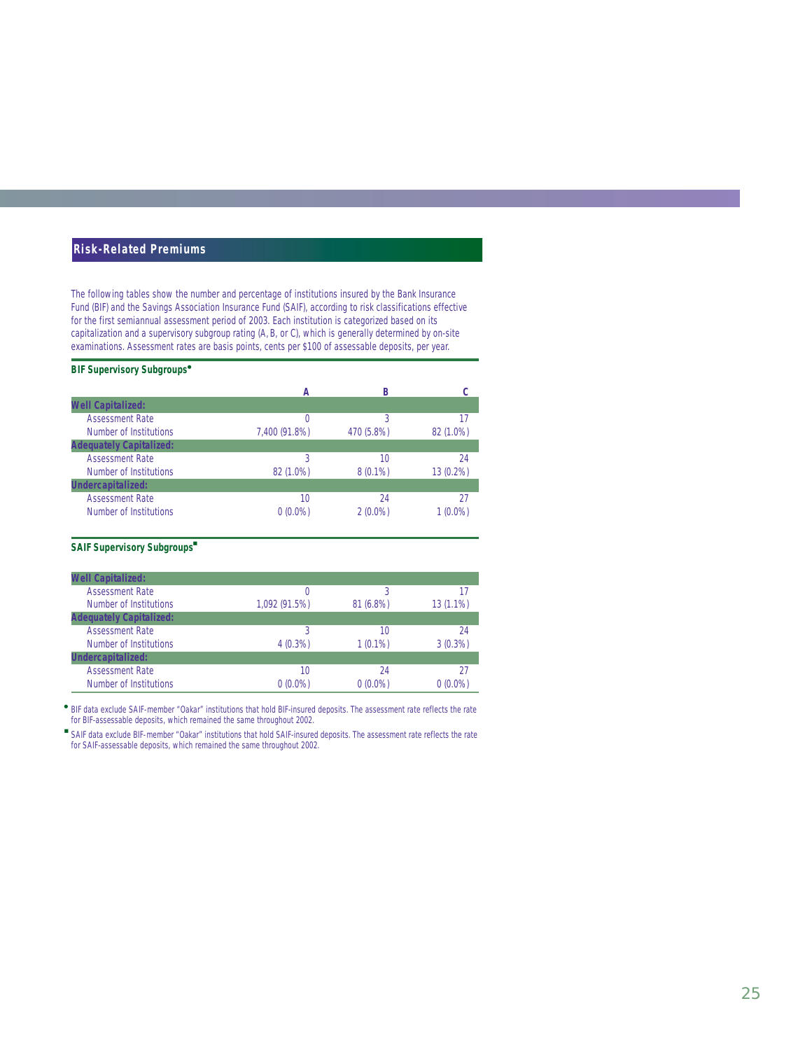## Risk-Related Premiums

The following tables show the number and percentage of institutions insured by the Bank Insurance Fund (BIF) and the Savings Association Insurance Fund (SAIF), according to risk classifications effective for the first semiannual assessment period of 2003. Each institution is categorized based on its capitalization and a supervisory subgroup rating (A, B, or C), which is generally determined by on-site examinations. Assessment rates are basis points, cents per $100 of assessable deposits, per year.

### BIF Supervisory Subgroups•

| | A | B | C |
|---|---|---|---|
| **Well Capitalized:** | | | |
| Assessment Rate | 0 | 3 | 17 |
| Number of Institutions | 7,400 (91.8%) | 470 (5.8%) | 82 (1.0%) |
| **Adequately Capitalized:** | | | |
| Assessment Rate | 3 | 10 | 24 |
| Number of Institutions | 82 (1.0%) | 8 (0.1%) | 13 (0.2%) |
| **Undercapitalized:** | | | |
| Assessment Rate | 10 | 24 | 27 |
| Number of Institutions | 0 (0.0%) | 2 (0.0%) | 1 (0.0%) |

### SAIF Supervisory Subgroups▪

| | | | |
|---|---|---|---|
| **Well Capitalized:** | | | |
| Assessment Rate | 0 | 3 | 17 |
| Number of Institutions | 1,092 (91.5%) | 81 (6.8%) | 13 (1.1%) |
| **Adequately Capitalized:** | | | |
| Assessment Rate | 3 | 10 | 24 |
| Number of Institutions | 4 (0.3%) | 1 (0.1%) | 3 (0.3%) |
| **Undercapitalized:** | | | |
| Assessment Rate | 10 | 24 | 27 |
| Number of Institutions | 0 (0.0%) | 0 (0.0%) | 0 (0.0%) |

• BIF data exclude SAIF-member "Oakar" institutions that hold BIF-insured deposits. The assessment rate reflects the rate for BIF-assessable deposits, which remained the same throughout 2002.

▪ SAIF data exclude BIF-member "Oakar" institutions that hold SAIF-insured deposits. The assessment rate reflects the rate for SAIF-assessable deposits, which remained the same throughout 2002.